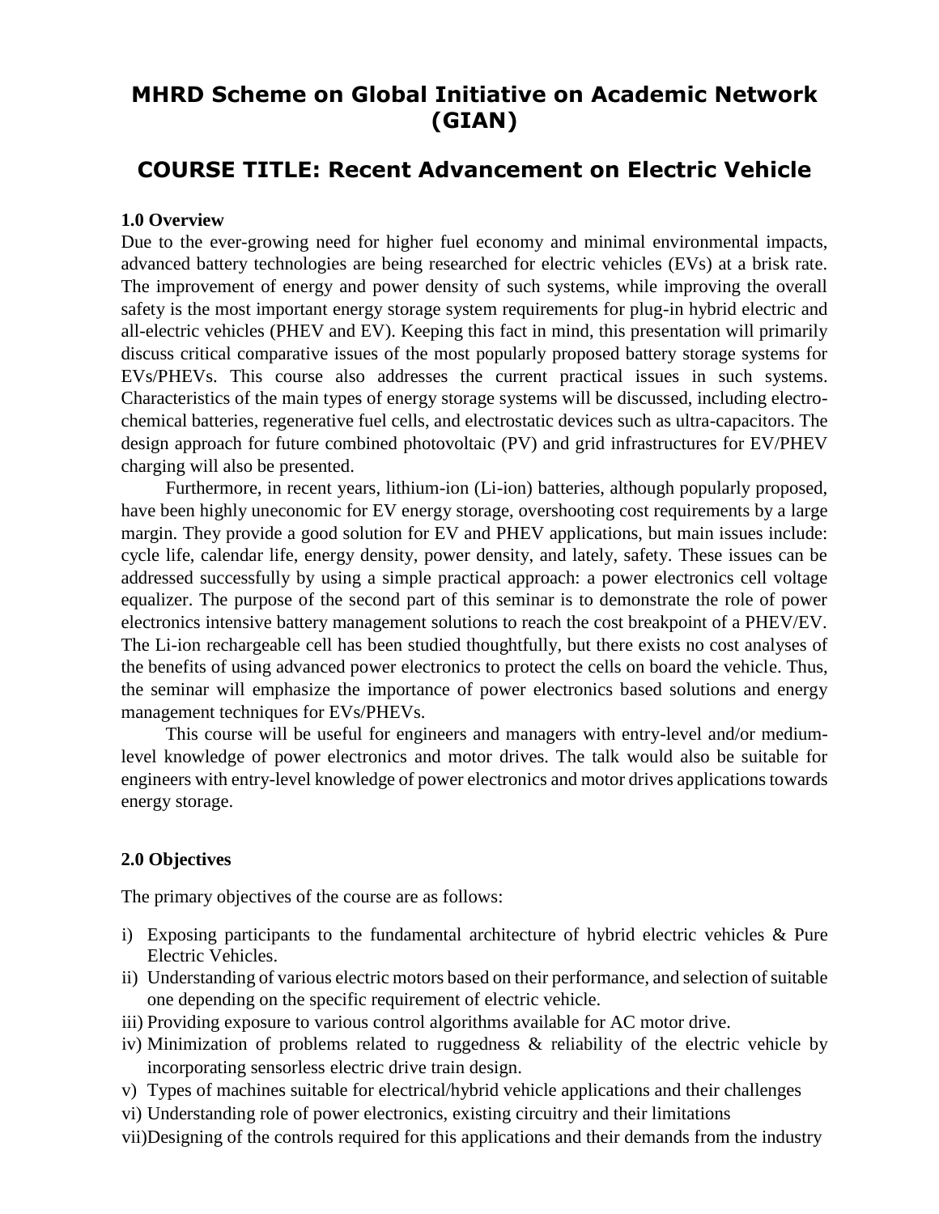# MHRD Scheme on Global Initiative on Academic Network (GIAN)

## COURSE TITLE: Recent Advancement on Electric Vehicle

### 1.0 Overview

Due to the ever-growing need for higher fuel economy and minimal environmental impacts, advanced battery technologies are being researched for electric vehicles (EVs) at a brisk rate. The improvement of energy and power density of such systems, while improving the overall safety is the most important energy storage system requirements for plug-in hybrid electric and all-electric vehicles (PHEV and EV). Keeping this fact in mind, this presentation will primarily discuss critical comparative issues of the most popularly proposed battery storage systems for EVs/PHEVs. This course also addresses the current practical issues in such systems. Characteristics of the main types of energy storage systems will be discussed, including electro-chemical batteries, regenerative fuel cells, and electrostatic devices such as ultra-capacitors. The design approach for future combined photovoltaic (PV) and grid infrastructures for EV/PHEV charging will also be presented.

Furthermore, in recent years, lithium-ion (Li-ion) batteries, although popularly proposed, have been highly uneconomic for EV energy storage, overshooting cost requirements by a large margin. They provide a good solution for EV and PHEV applications, but main issues include: cycle life, calendar life, energy density, power density, and lately, safety. These issues can be addressed successfully by using a simple practical approach: a power electronics cell voltage equalizer. The purpose of the second part of this seminar is to demonstrate the role of power electronics intensive battery management solutions to reach the cost breakpoint of a PHEV/EV. The Li-ion rechargeable cell has been studied thoughtfully, but there exists no cost analyses of the benefits of using advanced power electronics to protect the cells on board the vehicle. Thus, the seminar will emphasize the importance of power electronics based solutions and energy management techniques for EVs/PHEVs.

This course will be useful for engineers and managers with entry-level and/or medium-level knowledge of power electronics and motor drives. The talk would also be suitable for engineers with entry-level knowledge of power electronics and motor drives applications towards energy storage.

### 2.0 Objectives

The primary objectives of the course are as follows:

i) Exposing participants to the fundamental architecture of hybrid electric vehicles & Pure Electric Vehicles.
ii) Understanding of various electric motors based on their performance, and selection of suitable one depending on the specific requirement of electric vehicle.
iii) Providing exposure to various control algorithms available for AC motor drive.
iv) Minimization of problems related to ruggedness & reliability of the electric vehicle by incorporating sensorless electric drive train design.
v) Types of machines suitable for electrical/hybrid vehicle applications and their challenges
vi) Understanding role of power electronics, existing circuitry and their limitations
vii) Designing of the controls required for this applications and their demands from the industry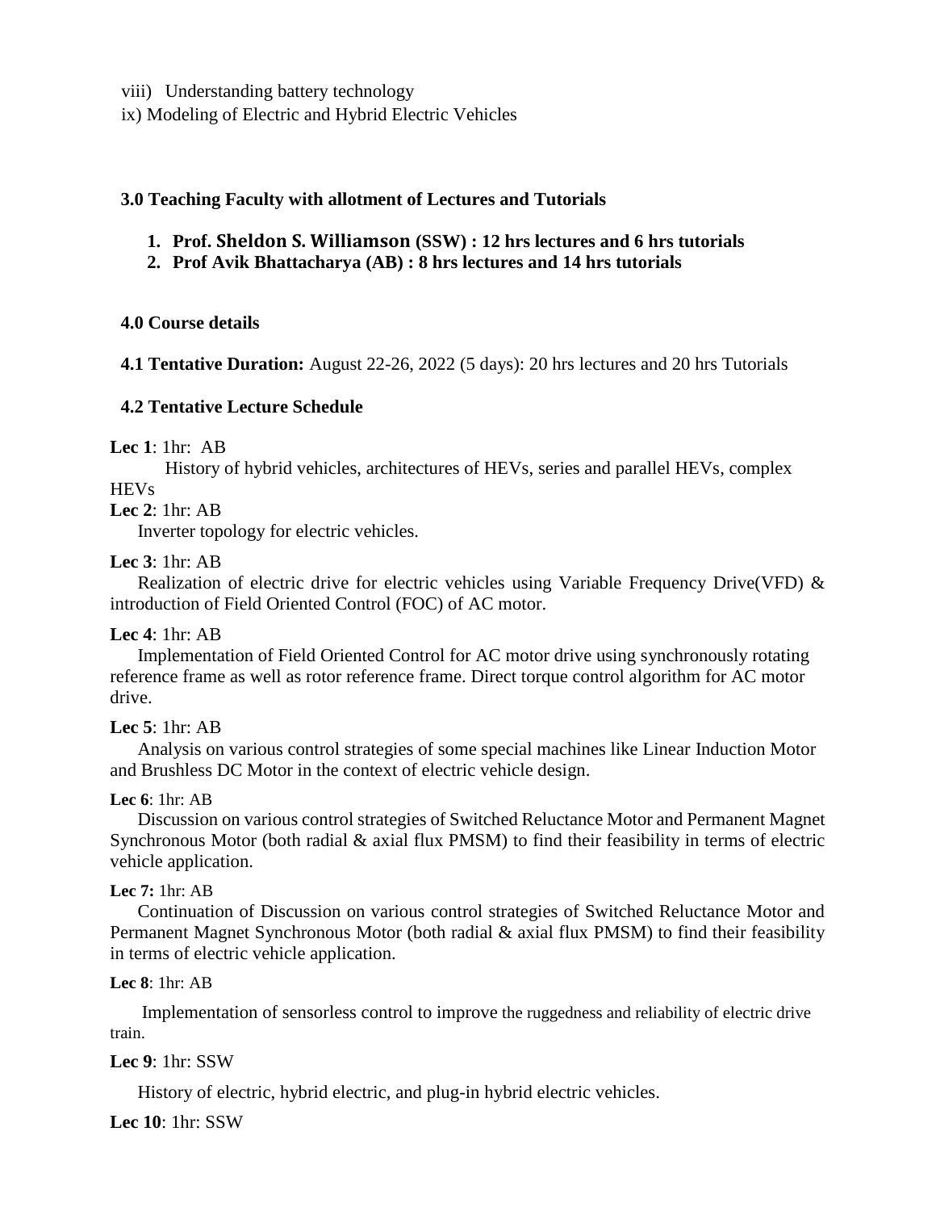viii) Understanding battery technology

ix) Modeling of Electric and Hybrid Electric Vehicles

## 3.0 Teaching Faculty with allotment of Lectures and Tutorials

1. **Prof. Sheldon S. Williamson (SSW) : 12 hrs lectures and 6 hrs tutorials**
2. **Prof Avik Bhattacharya (AB) : 8 hrs lectures and 14 hrs tutorials**

## 4.0 Course details

**4.1 Tentative Duration:** August 22-26, 2022 (5 days): 20 hrs lectures and 20 hrs Tutorials

### 4.2 Tentative Lecture Schedule

**Lec 1**: 1hr: AB

History of hybrid vehicles, architectures of HEVs, series and parallel HEVs, complex HEVs

**Lec 2**: 1hr: AB

Inverter topology for electric vehicles.

**Lec 3**: 1hr: AB

Realization of electric drive for electric vehicles using Variable Frequency Drive(VFD) & introduction of Field Oriented Control (FOC) of AC motor.

**Lec 4**: 1hr: AB

Implementation of Field Oriented Control for AC motor drive using synchronously rotating reference frame as well as rotor reference frame. Direct torque control algorithm for AC motor drive.

**Lec 5**: 1hr: AB

Analysis on various control strategies of some special machines like Linear Induction Motor and Brushless DC Motor in the context of electric vehicle design.

**Lec 6**: 1hr: AB

Discussion on various control strategies of Switched Reluctance Motor and Permanent Magnet Synchronous Motor (both radial & axial flux PMSM) to find their feasibility in terms of electric vehicle application.

**Lec 7:** 1hr: AB

Continuation of Discussion on various control strategies of Switched Reluctance Motor and Permanent Magnet Synchronous Motor (both radial & axial flux PMSM) to find their feasibility in terms of electric vehicle application.

**Lec 8**: 1hr: AB

Implementation of sensorless control to improve the ruggedness and reliability of electric drive train.

**Lec 9**: 1hr: SSW

History of electric, hybrid electric, and plug-in hybrid electric vehicles.

**Lec 10**: 1hr: SSW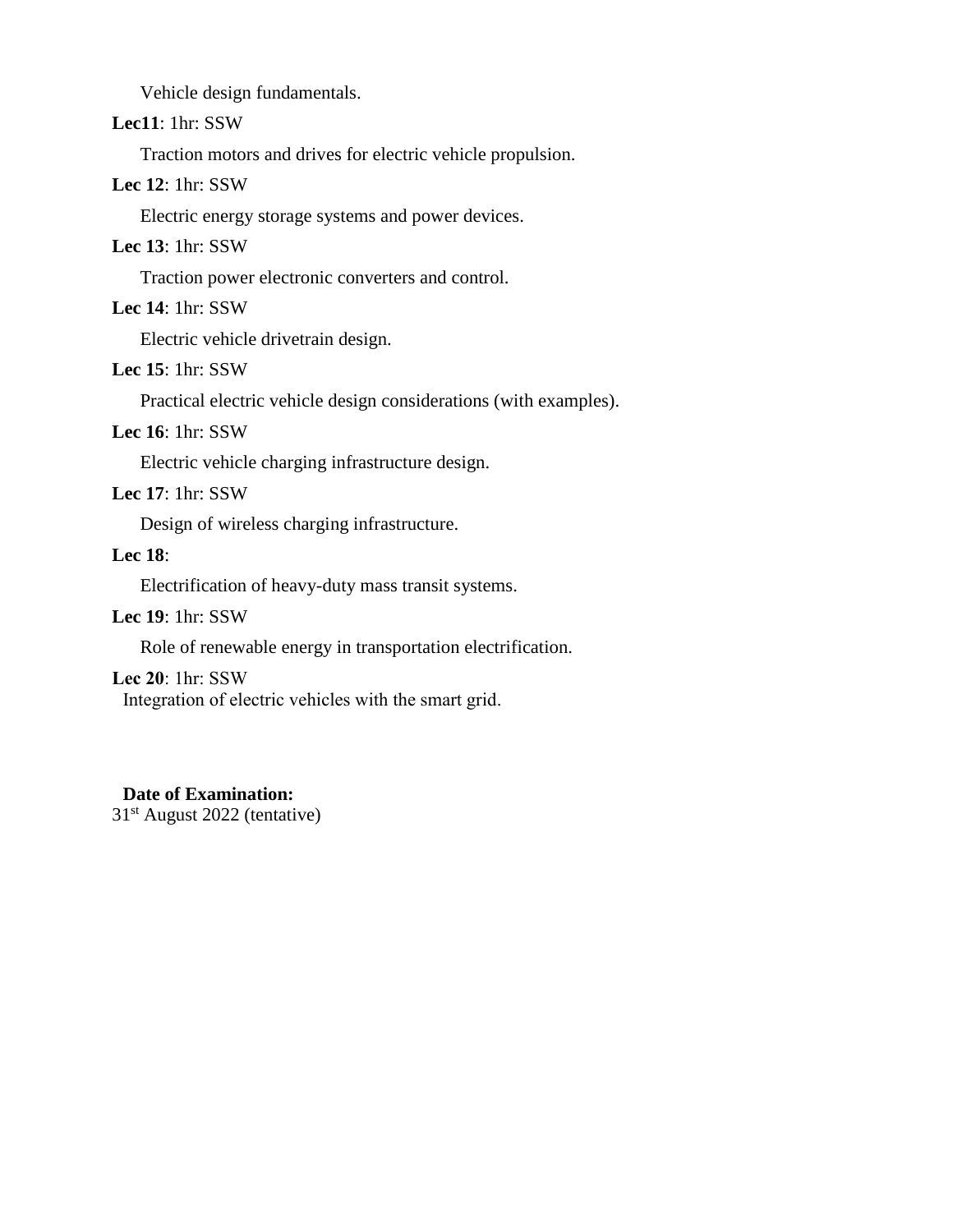Vehicle design fundamentals.

**Lec11**: 1hr: SSW

Traction motors and drives for electric vehicle propulsion.

**Lec 12**: 1hr: SSW

Electric energy storage systems and power devices.

**Lec 13**: 1hr: SSW

Traction power electronic converters and control.

**Lec 14**: 1hr: SSW

Electric vehicle drivetrain design.

**Lec 15**: 1hr: SSW

Practical electric vehicle design considerations (with examples).

**Lec 16**: 1hr: SSW

Electric vehicle charging infrastructure design.

**Lec 17**: 1hr: SSW

Design of wireless charging infrastructure.

**Lec 18**:

Electrification of heavy-duty mass transit systems.

**Lec 19**: 1hr: SSW

Role of renewable energy in transportation electrification.

**Lec 20**: 1hr: SSW

Integration of electric vehicles with the smart grid.

**Date of Examination:**

31st August 2022 (tentative)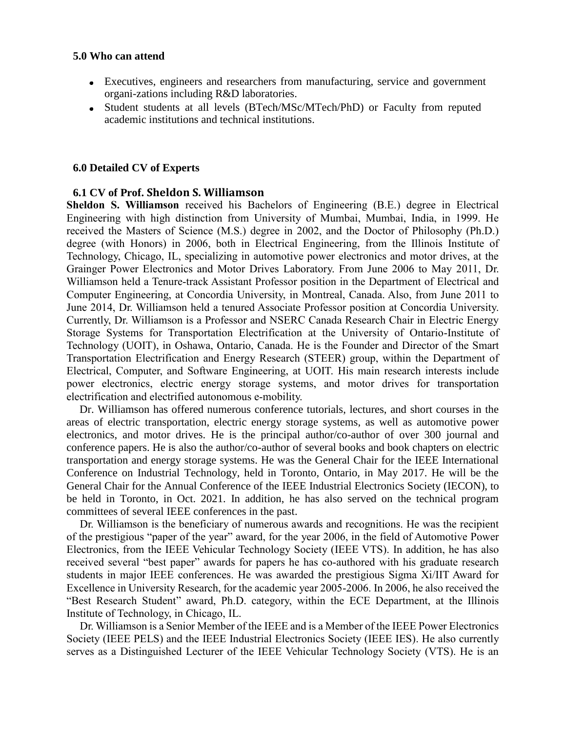### 5.0 Who can attend

- Executives, engineers and researchers from manufacturing, service and government organi-zations including R&D laboratories.
- Student students at all levels (BTech/MSc/MTech/PhD) or Faculty from reputed academic institutions and technical institutions.

### 6.0 Detailed CV of Experts

#### 6.1 CV of Prof. Sheldon S. Williamson

**Sheldon S. Williamson** received his Bachelors of Engineering (B.E.) degree in Electrical Engineering with high distinction from University of Mumbai, Mumbai, India, in 1999. He received the Masters of Science (M.S.) degree in 2002, and the Doctor of Philosophy (Ph.D.) degree (with Honors) in 2006, both in Electrical Engineering, from the Illinois Institute of Technology, Chicago, IL, specializing in automotive power electronics and motor drives, at the Grainger Power Electronics and Motor Drives Laboratory. From June 2006 to May 2011, Dr. Williamson held a Tenure-track Assistant Professor position in the Department of Electrical and Computer Engineering, at Concordia University, in Montreal, Canada. Also, from June 2011 to June 2014, Dr. Williamson held a tenured Associate Professor position at Concordia University. Currently, Dr. Williamson is a Professor and NSERC Canada Research Chair in Electric Energy Storage Systems for Transportation Electrification at the University of Ontario-Institute of Technology (UOIT), in Oshawa, Ontario, Canada. He is the Founder and Director of the Smart Transportation Electrification and Energy Research (STEER) group, within the Department of Electrical, Computer, and Software Engineering, at UOIT. His main research interests include power electronics, electric energy storage systems, and motor drives for transportation electrification and electrified autonomous e-mobility.

Dr. Williamson has offered numerous conference tutorials, lectures, and short courses in the areas of electric transportation, electric energy storage systems, as well as automotive power electronics, and motor drives. He is the principal author/co-author of over 300 journal and conference papers. He is also the author/co-author of several books and book chapters on electric transportation and energy storage systems. He was the General Chair for the IEEE International Conference on Industrial Technology, held in Toronto, Ontario, in May 2017. He will be the General Chair for the Annual Conference of the IEEE Industrial Electronics Society (IECON), to be held in Toronto, in Oct. 2021. In addition, he has also served on the technical program committees of several IEEE conferences in the past.

Dr. Williamson is the beneficiary of numerous awards and recognitions. He was the recipient of the prestigious "paper of the year" award, for the year 2006, in the field of Automotive Power Electronics, from the IEEE Vehicular Technology Society (IEEE VTS). In addition, he has also received several "best paper" awards for papers he has co-authored with his graduate research students in major IEEE conferences. He was awarded the prestigious Sigma Xi/IIT Award for Excellence in University Research, for the academic year 2005-2006. In 2006, he also received the "Best Research Student" award, Ph.D. category, within the ECE Department, at the Illinois Institute of Technology, in Chicago, IL.

Dr. Williamson is a Senior Member of the IEEE and is a Member of the IEEE Power Electronics Society (IEEE PELS) and the IEEE Industrial Electronics Society (IEEE IES). He also currently serves as a Distinguished Lecturer of the IEEE Vehicular Technology Society (VTS). He is an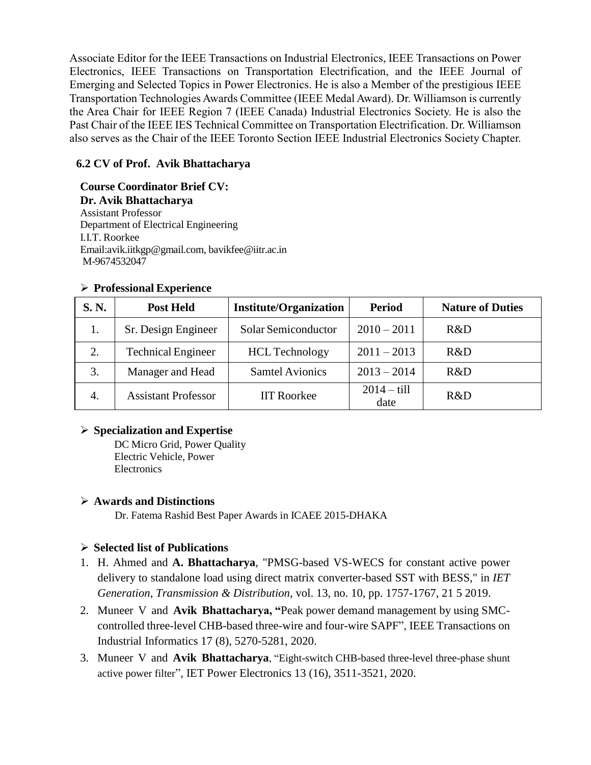Associate Editor for the IEEE Transactions on Industrial Electronics, IEEE Transactions on Power Electronics, IEEE Transactions on Transportation Electrification, and the IEEE Journal of Emerging and Selected Topics in Power Electronics. He is also a Member of the prestigious IEEE Transportation Technologies Awards Committee (IEEE Medal Award). Dr. Williamson is currently the Area Chair for IEEE Region 7 (IEEE Canada) Industrial Electronics Society. He is also the Past Chair of the IEEE IES Technical Committee on Transportation Electrification. Dr. Williamson also serves as the Chair of the IEEE Toronto Section IEEE Industrial Electronics Society Chapter.

### 6.2 CV of Prof. Avik Bhattacharya

**Course Coordinator Brief CV:**
**Dr. Avik Bhattacharya**
Assistant Professor
Department of Electrical Engineering
I.I.T. Roorkee
Email:avik.iitkgp@gmail.com, bavikfee@iitr.ac.in
M-9674532047

- **Professional Experience**

| S. N. | Post Held | Institute/Organization | Period | Nature of Duties |
|---|---|---|---|---|
| 1. | Sr. Design Engineer | Solar Semiconductor | 2010 – 2011 | R&D |
| 2. | Technical Engineer | HCL Technology | 2011 – 2013 | R&D |
| 3. | Manager and Head | Samtel Avionics | 2013 – 2014 | R&D |
| 4. | Assistant Professor | IIT Roorkee | 2014 – till date | R&D |

- **Specialization and Expertise**

  DC Micro Grid, Power Quality
  Electric Vehicle, Power Electronics

- **Awards and Distinctions**

  Dr. Fatema Rashid Best Paper Awards in ICAEE 2015-DHAKA

- **Selected list of Publications**

1. H. Ahmed and **A. Bhattacharya**, "PMSG-based VS-WECS for constant active power delivery to standalone load using direct matrix converter-based SST with BESS," in *IET Generation, Transmission & Distribution*, vol. 13, no. 10, pp. 1757-1767, 21 5 2019.
2. Muneer V and **Avik Bhattacharya, "**Peak power demand management by using SMC-controlled three-level CHB-based three-wire and four-wire SAPF", IEEE Transactions on Industrial Informatics 17 (8), 5270-5281, 2020.
3. Muneer V and **Avik Bhattacharya**, "Eight-switch CHB-based three-level three-phase shunt active power filter", IET Power Electronics 13 (16), 3511-3521, 2020.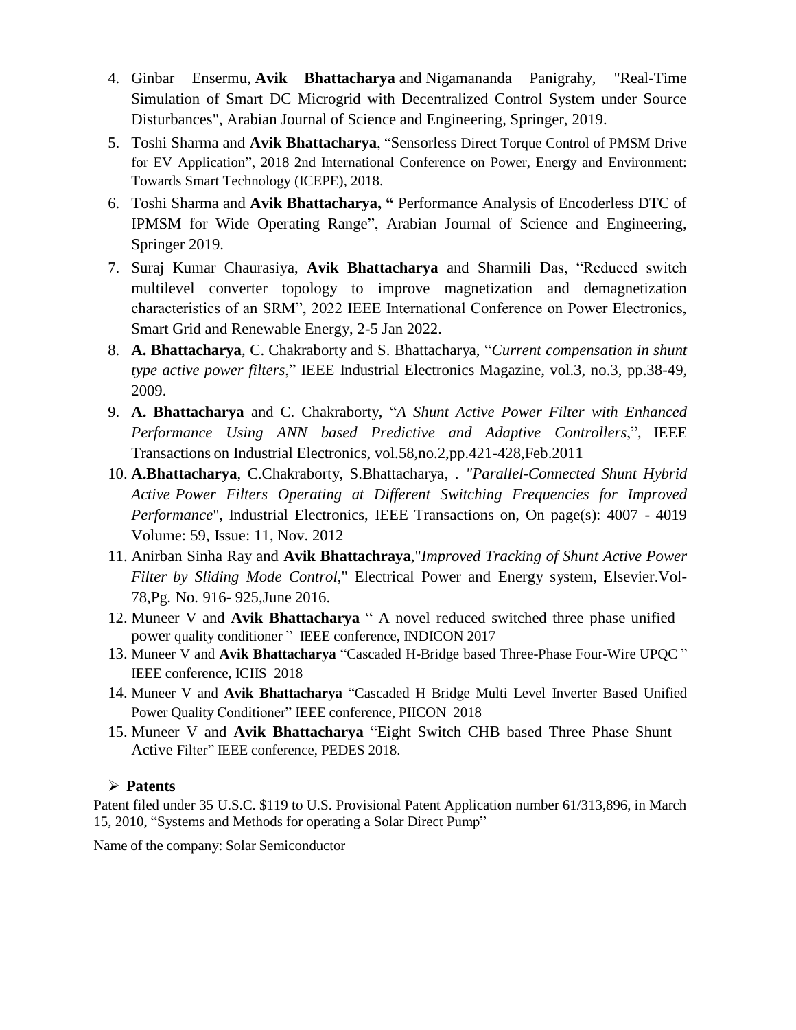4. Ginbar Ensermu, **Avik Bhattacharya** and Nigamananda Panigrahy, "Real-Time Simulation of Smart DC Microgrid with Decentralized Control System under Source Disturbances", Arabian Journal of Science and Engineering, Springer, 2019.
5. Toshi Sharma and **Avik Bhattacharya**, “Sensorless Direct Torque Control of PMSM Drive for EV Application”, 2018 2nd International Conference on Power, Energy and Environment: Towards Smart Technology (ICEPE), 2018.
6. Toshi Sharma and **Avik Bhattacharya, “** Performance Analysis of Encoderless DTC of IPMSM for Wide Operating Range”, Arabian Journal of Science and Engineering, Springer 2019.
7. Suraj Kumar Chaurasiya, **Avik Bhattacharya** and Sharmili Das, “Reduced switch multilevel converter topology to improve magnetization and demagnetization characteristics of an SRM”, 2022 IEEE International Conference on Power Electronics, Smart Grid and Renewable Energy, 2-5 Jan 2022.
8. **A. Bhattacharya**, C. Chakraborty and S. Bhattacharya, “*Current compensation in shunt type active power filters*,” IEEE Industrial Electronics Magazine, vol.3, no.3, pp.38-49, 2009.
9. **A. Bhattacharya** and C. Chakraborty, “*A Shunt Active Power Filter with Enhanced Performance Using ANN based Predictive and Adaptive Controllers*,”, IEEE Transactions on Industrial Electronics, vol.58,no.2,pp.421-428,Feb.2011
10. **A.Bhattacharya**, C.Chakraborty, S.Bhattacharya, . *"Parallel-Connected Shunt Hybrid Active Power Filters Operating at Different Switching Frequencies for Improved Performance*", Industrial Electronics, IEEE Transactions on, On page(s): 4007 - 4019 Volume: 59, Issue: 11, Nov. 2012
11. Anirban Sinha Ray and **Avik Bhattachraya**,"*Improved Tracking of Shunt Active Power Filter by Sliding Mode Control*," Electrical Power and Energy system, Elsevier.Vol-78,Pg. No. 916- 925,June 2016.
12. Muneer V and **Avik Bhattacharya** “ A novel reduced switched three phase unified power quality conditioner ” IEEE conference, INDICON 2017
13. Muneer V and **Avik Bhattacharya** “Cascaded H-Bridge based Three-Phase Four-Wire UPQC ” IEEE conference, ICIIS 2018
14. Muneer V and **Avik Bhattacharya** “Cascaded H Bridge Multi Level Inverter Based Unified Power Quality Conditioner” IEEE conference, PIICON 2018
15. Muneer V and **Avik Bhattacharya** “Eight Switch CHB based Three Phase Shunt Active Filter” IEEE conference, PEDES 2018.

- **Patents**

Patent filed under 35 U.S.C. $119 to U.S. Provisional Patent Application number 61/313,896, in March 15, 2010, “Systems and Methods for operating a Solar Direct Pump”

Name of the company: Solar Semiconductor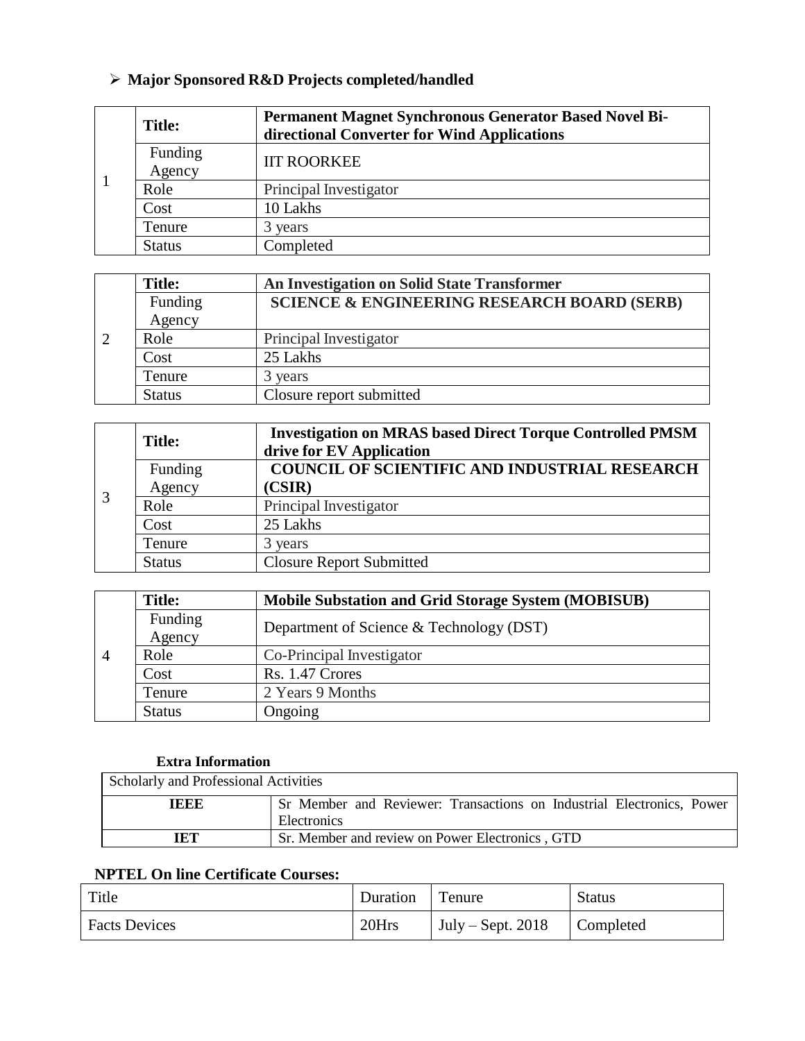- **Major Sponsored R&D Projects completed/handled**

| | | |
|---|---|---|
| 1 | **Title:** | **Permanent Magnet Synchronous Generator Based Novel Bi-directional Converter for Wind Applications** |
| | Funding Agency | IIT ROORKEE |
| | Role | Principal Investigator |
| | Cost | 10 Lakhs |
| | Tenure | 3 years |
| | Status | Completed |

| | | |
|---|---|---|
| 2 | **Title:** | **An Investigation on Solid State Transformer** |
| | Funding Agency | **SCIENCE & ENGINEERING RESEARCH BOARD (SERB)** |
| | Role | Principal Investigator |
| | Cost | 25 Lakhs |
| | Tenure | 3 years |
| | Status | Closure report submitted |

| | | |
|---|---|---|
| 3 | **Title:** | **Investigation on MRAS based Direct Torque Controlled PMSM drive for EV Application** |
| | Funding Agency | **COUNCIL OF SCIENTIFIC AND INDUSTRIAL RESEARCH (CSIR)** |
| | Role | Principal Investigator |
| | Cost | 25 Lakhs |
| | Tenure | 3 years |
| | Status | Closure Report Submitted |

| | | |
|---|---|---|
| 4 | **Title:** | **Mobile Substation and Grid Storage System (MOBISUB)** |
| | Funding Agency | Department of Science & Technology (DST) |
| | Role | Co-Principal Investigator |
| | Cost | Rs. 1.47 Crores |
| | Tenure | 2 Years 9 Months |
| | Status | Ongoing |

**Extra Information**

| Scholarly and Professional Activities | |
|---|---|
| **IEEE** | Sr Member and Reviewer: Transactions on Industrial Electronics, Power Electronics |
| **IET** | Sr. Member and review on Power Electronics , GTD |

**NPTEL On line Certificate Courses:**

| Title | Duration | Tenure | Status |
|---|---|---|---|
| Facts Devices | 20Hrs | July – Sept. 2018 | Completed |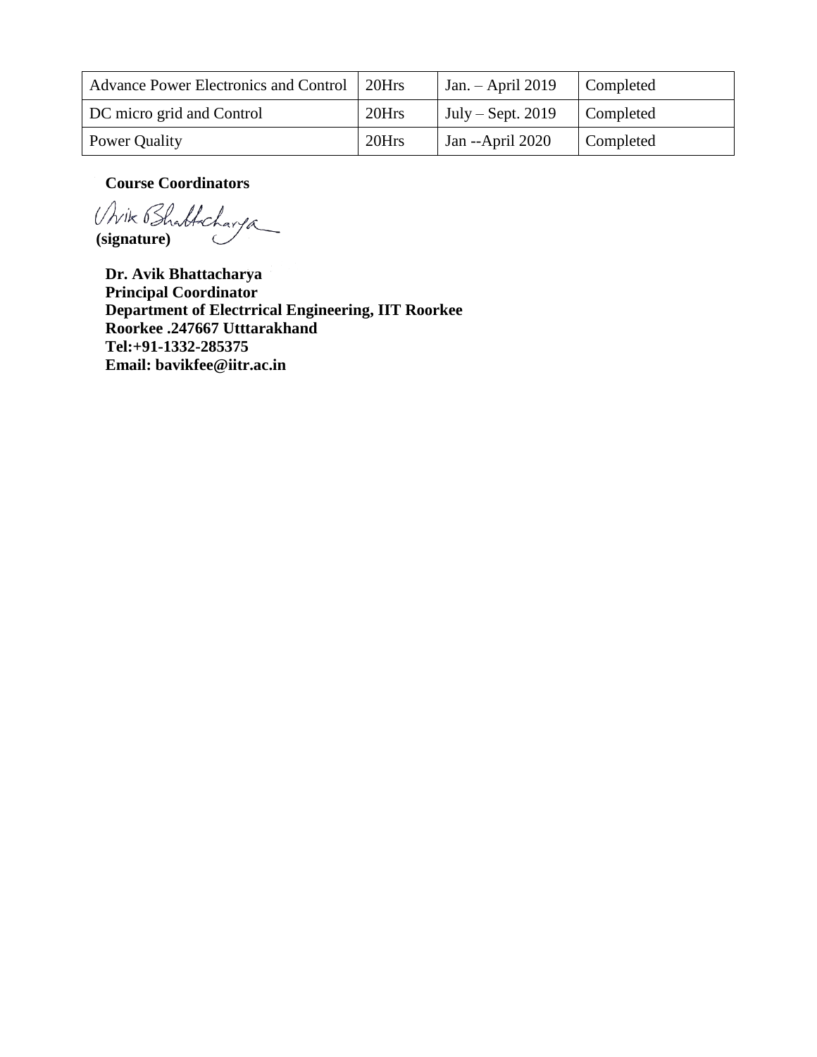| | | | |
|---|---|---|---|
| Advance Power Electronics and Control | 20Hrs | Jan. – April 2019 | Completed |
| DC micro grid and Control | 20Hrs | July – Sept. 2019 | Completed |
| Power Quality | 20Hrs | Jan --April 2020 | Completed |

**Course Coordinators**

Avik Bhattacharya
**(signature)**

**Dr. Avik Bhattacharya**
**Principal Coordinator**
**Department of Electrrical Engineering, IIT Roorkee**
**Roorkee .247667 Utttarakhand**
**Tel:+91-1332-285375**
**Email: bavikfee@iitr.ac.in**